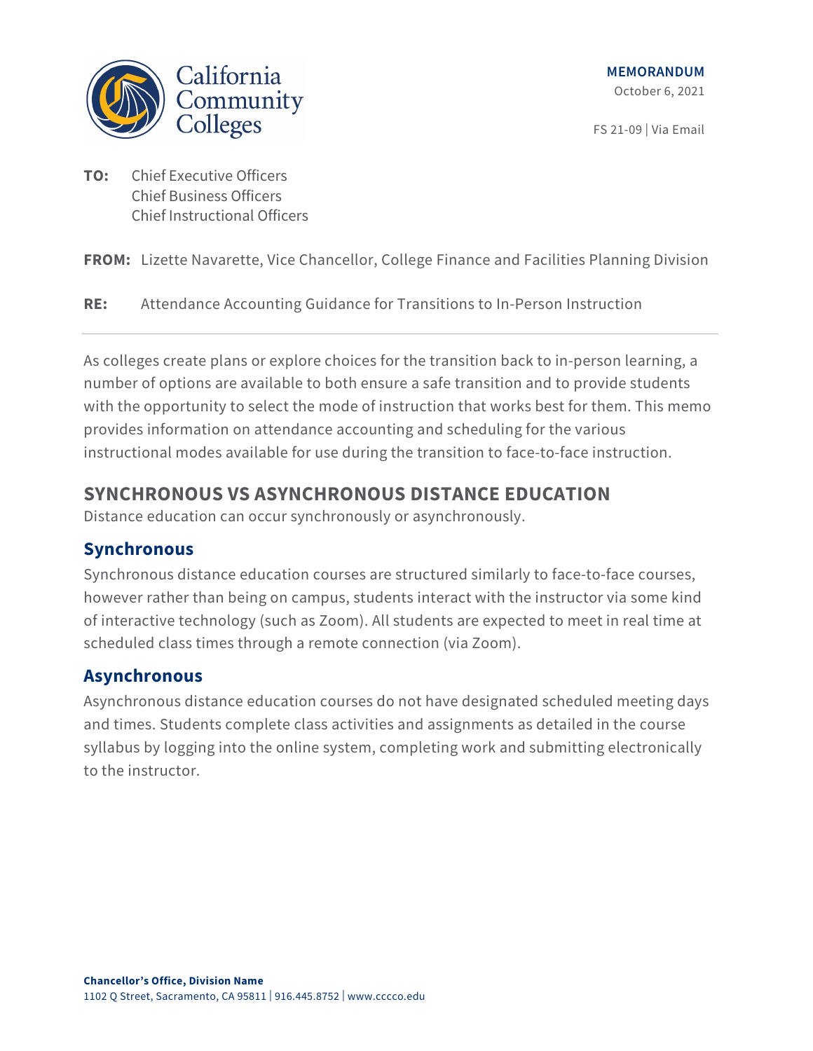**MEMORANDUM**

October 6, 2021

FS 21-09 | Via Email

**TO:** Chief Executive Officers
Chief Business Officers
Chief Instructional Officers

**FROM:** Lizette Navarette, Vice Chancellor, College Finance and Facilities Planning Division

**RE:** Attendance Accounting Guidance for Transitions to In-Person Instruction

---

As colleges create plans or explore choices for the transition back to in-person learning, a number of options are available to both ensure a safe transition and to provide students with the opportunity to select the mode of instruction that works best for them. This memo provides information on attendance accounting and scheduling for the various instructional modes available for use during the transition to face-to-face instruction.

## SYNCHRONOUS VS ASYNCHRONOUS DISTANCE EDUCATION

Distance education can occur synchronously or asynchronously.

### Synchronous

Synchronous distance education courses are structured similarly to face-to-face courses, however rather than being on campus, students interact with the instructor via some kind of interactive technology (such as Zoom). All students are expected to meet in real time at scheduled class times through a remote connection (via Zoom).

### Asynchronous

Asynchronous distance education courses do not have designated scheduled meeting days and times. Students complete class activities and assignments as detailed in the course syllabus by logging into the online system, completing work and submitting electronically to the instructor.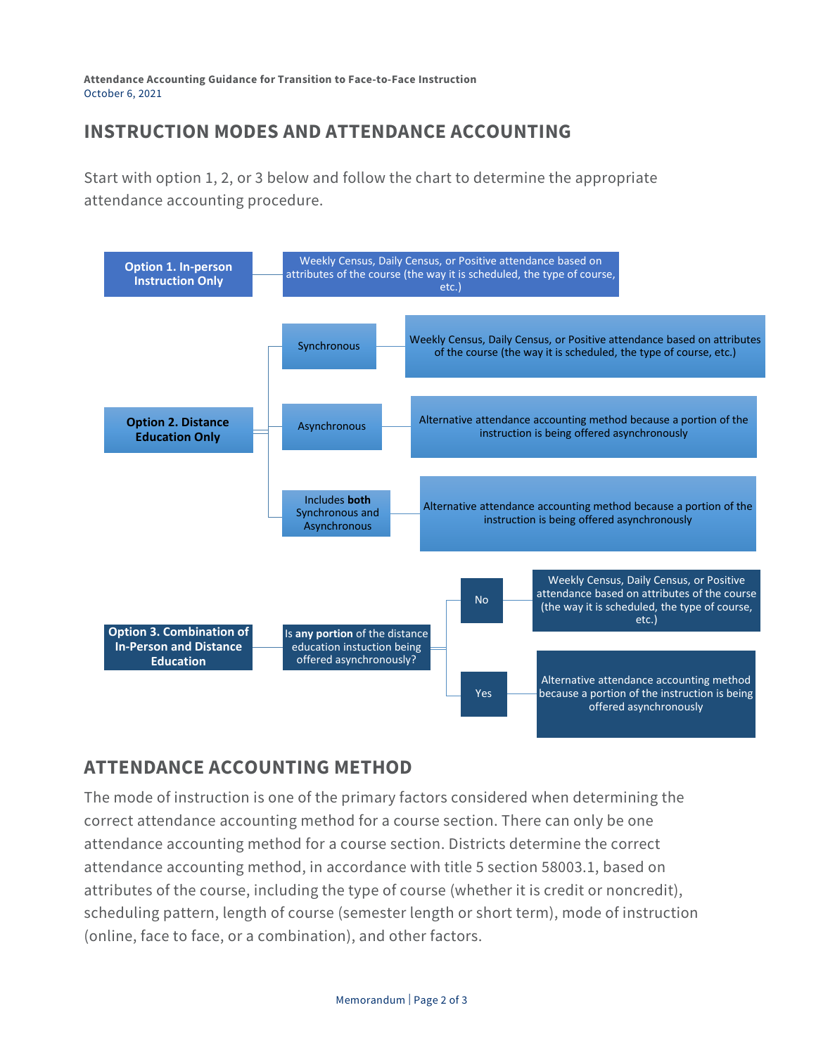## INSTRUCTION MODES AND ATTENDANCE ACCOUNTING

Start with option 1, 2, or 3 below and follow the chart to determine the appropriate attendance accounting procedure.

**Option 1. In-person Instruction Only**

- Weekly Census, Daily Census, or Positive attendance based on attributes of the course (the way it is scheduled, the type of course, etc.)

**Option 2. Distance Education Only**

- Synchronous → Weekly Census, Daily Census, or Positive attendance based on attributes of the course (the way it is scheduled, the type of course, etc.)
- Asynchronous → Alternative attendance accounting method because a portion of the instruction is being offered asynchronously
- Includes **both** Synchronous and Asynchronous → Alternative attendance accounting method because a portion of the instruction is being offered asynchronously

**Option 3. Combination of In-Person and Distance Education**

- Is **any portion** of the distance education instuction being offered asynchronously?
  - No → Weekly Census, Daily Census, or Positive attendance based on attributes of the course (the way it is scheduled, the type of course, etc.)
  - Yes → Alternative attendance accounting method because a portion of the instruction is being offered asynchronously

## ATTENDANCE ACCOUNTING METHOD

The mode of instruction is one of the primary factors considered when determining the correct attendance accounting method for a course section. There can only be one attendance accounting method for a course section. Districts determine the correct attendance accounting method, in accordance with title 5 section 58003.1, based on attributes of the course, including the type of course (whether it is credit or noncredit), scheduling pattern, length of course (semester length or short term), mode of instruction (online, face to face, or a combination), and other factors.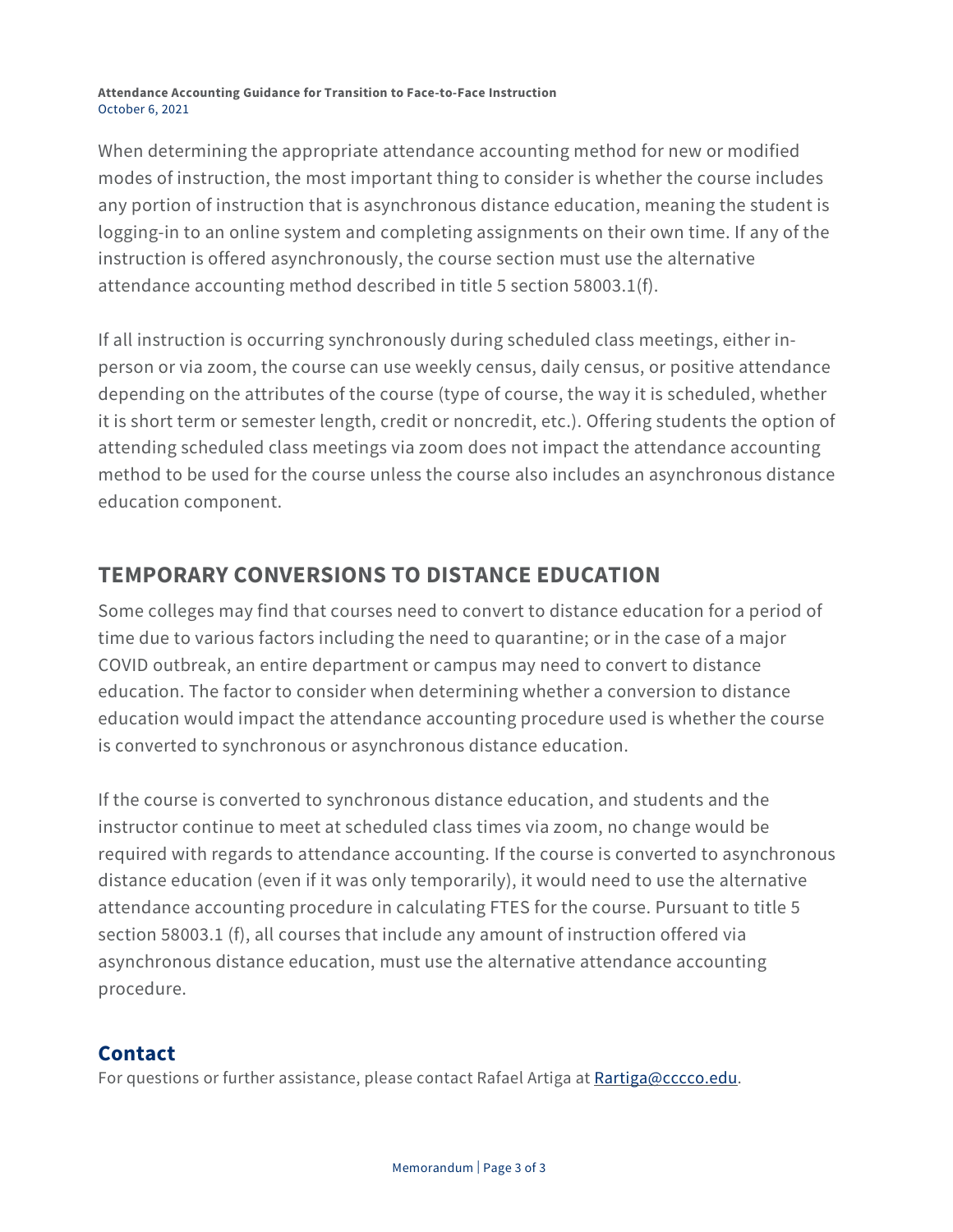When determining the appropriate attendance accounting method for new or modified modes of instruction, the most important thing to consider is whether the course includes any portion of instruction that is asynchronous distance education, meaning the student is logging-in to an online system and completing assignments on their own time. If any of the instruction is offered asynchronously, the course section must use the alternative attendance accounting method described in title 5 section 58003.1(f).

If all instruction is occurring synchronously during scheduled class meetings, either in-person or via zoom, the course can use weekly census, daily census, or positive attendance depending on the attributes of the course (type of course, the way it is scheduled, whether it is short term or semester length, credit or noncredit, etc.). Offering students the option of attending scheduled class meetings via zoom does not impact the attendance accounting method to be used for the course unless the course also includes an asynchronous distance education component.

## TEMPORARY CONVERSIONS TO DISTANCE EDUCATION

Some colleges may find that courses need to convert to distance education for a period of time due to various factors including the need to quarantine; or in the case of a major COVID outbreak, an entire department or campus may need to convert to distance education. The factor to consider when determining whether a conversion to distance education would impact the attendance accounting procedure used is whether the course is converted to synchronous or asynchronous distance education.

If the course is converted to synchronous distance education, and students and the instructor continue to meet at scheduled class times via zoom, no change would be required with regards to attendance accounting. If the course is converted to asynchronous distance education (even if it was only temporarily), it would need to use the alternative attendance accounting procedure in calculating FTES for the course. Pursuant to title 5 section 58003.1 (f), all courses that include any amount of instruction offered via asynchronous distance education, must use the alternative attendance accounting procedure.

## Contact

For questions or further assistance, please contact Rafael Artiga at [Rartiga@cccco.edu](mailto:Rartiga@cccco.edu).